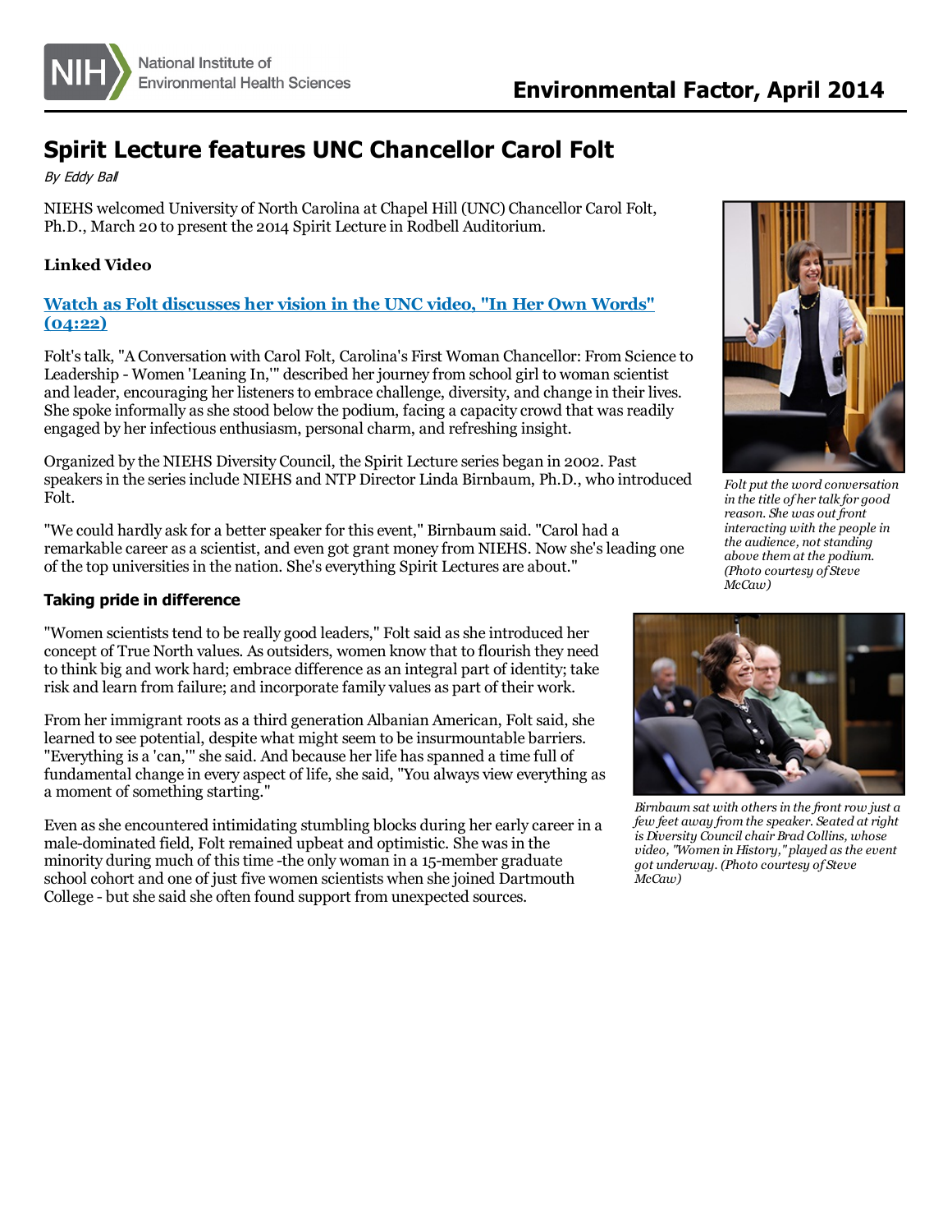# Spirit Lecture features UNC Chancellor Carol Folt

*By Eddy Ball*

NIEHS welcomed University of North Carolina at Chapel Hill (UNC) Chancellor Carol Folt, Ph.D., March 20 to present the 2014 Spirit Lecture in Rodbell Auditorium.

**Linked Video**

**Watch as Folt discusses her vision in the UNC video, "In Her Own Words" (04:22)**

Folt's talk, "A Conversation with Carol Folt, Carolina's First Woman Chancellor: From Science to Leadership - Women 'Leaning In,'" described her journey from school girl to woman scientist and leader, encouraging her listeners to embrace challenge, diversity, and change in their lives. She spoke informally as she stood below the podium, facing a capacity crowd that was readily engaged by her infectious enthusiasm, personal charm, and refreshing insight.

Organized by the NIEHS Diversity Council, the Spirit Lecture series began in 2002. Past speakers in the series include NIEHS and NTP Director Linda Birnbaum, Ph.D., who introduced Folt.

"We could hardly ask for a better speaker for this event," Birnbaum said. "Carol had a remarkable career as a scientist, and even got grant money from NIEHS. Now she's leading one of the top universities in the nation. She's everything Spirit Lectures are about."

*Folt put the word conversation in the title of her talk for good reason. She was out front interacting with the people in the audience, not standing above them at the podium. (Photo courtesy of Steve McCaw)*

*Birnbaum sat with others in the front row just a few feet away from the speaker. Seated at right is Diversity Council chair Brad Collins, whose video, "Women in History," played as the event got underway. (Photo courtesy of Steve McCaw)*

### Taking pride in difference

"Women scientists tend to be really good leaders," Folt said as she introduced her concept of True North values. As outsiders, women know that to flourish they need to think big and work hard; embrace difference as an integral part of identity; take risk and learn from failure; and incorporate family values as part of their work.

From her immigrant roots as a third generation Albanian American, Folt said, she learned to see potential, despite what might seem to be insurmountable barriers. "Everything is a 'can,'" she said. And because her life has spanned a time full of fundamental change in every aspect of life, she said, "You always view everything as a moment of something starting."

Even as she encountered intimidating stumbling blocks during her early career in a male-dominated field, Folt remained upbeat and optimistic. She was in the minority during much of this time -the only woman in a 15-member graduate school cohort and one of just five women scientists when she joined Dartmouth College - but she said she often found support from unexpected sources.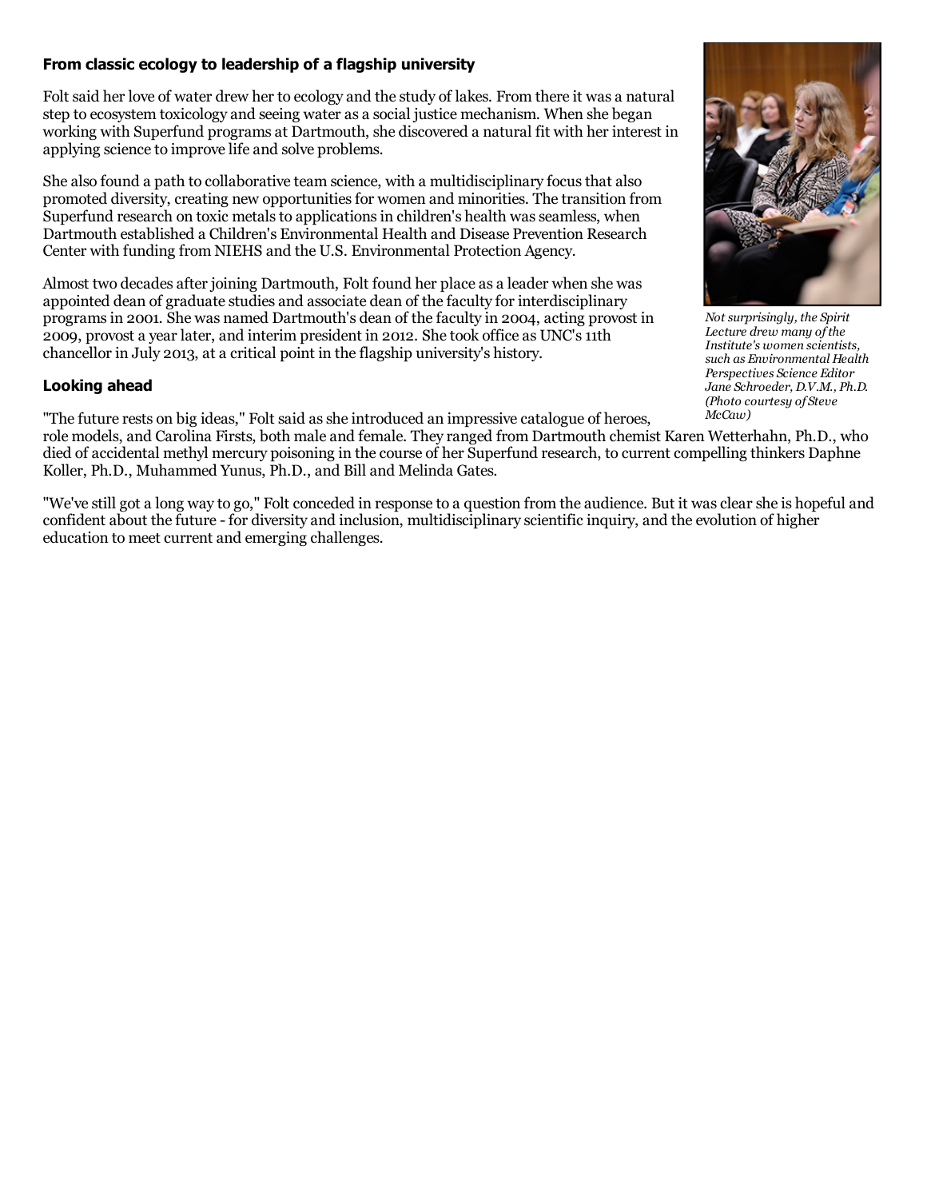### From classic ecology to leadership of a flagship university

Folt said her love of water drew her to ecology and the study of lakes. From there it was a natural step to ecosystem toxicology and seeing water as a social justice mechanism. When she began working with Superfund programs at Dartmouth, she discovered a natural fit with her interest in applying science to improve life and solve problems.

She also found a path to collaborative team science, with a multidisciplinary focus that also promoted diversity, creating new opportunities for women and minorities. The transition from Superfund research on toxic metals to applications in children's health was seamless, when Dartmouth established a Children's Environmental Health and Disease Prevention Research Center with funding from NIEHS and the U.S. Environmental Protection Agency.

Almost two decades after joining Dartmouth, Folt found her place as a leader when she was appointed dean of graduate studies and associate dean of the faculty for interdisciplinary programs in 2001. She was named Dartmouth's dean of the faculty in 2004, acting provost in 2009, provost a year later, and interim president in 2012. She took office as UNC's 11th chancellor in July 2013, at a critical point in the flagship university's history.

*Not surprisingly, the Spirit Lecture drew many of the Institute's women scientists, such as Environmental Health Perspectives Science Editor Jane Schroeder, D.V.M., Ph.D. (Photo courtesy of Steve McCaw)*

### Looking ahead

"The future rests on big ideas," Folt said as she introduced an impressive catalogue of heroes, role models, and Carolina Firsts, both male and female. They ranged from Dartmouth chemist Karen Wetterhahn, Ph.D., who died of accidental methyl mercury poisoning in the course of her Superfund research, to current compelling thinkers Daphne Koller, Ph.D., Muhammed Yunus, Ph.D., and Bill and Melinda Gates.

"We've still got a long way to go," Folt conceded in response to a question from the audience. But it was clear she is hopeful and confident about the future - for diversity and inclusion, multidisciplinary scientific inquiry, and the evolution of higher education to meet current and emerging challenges.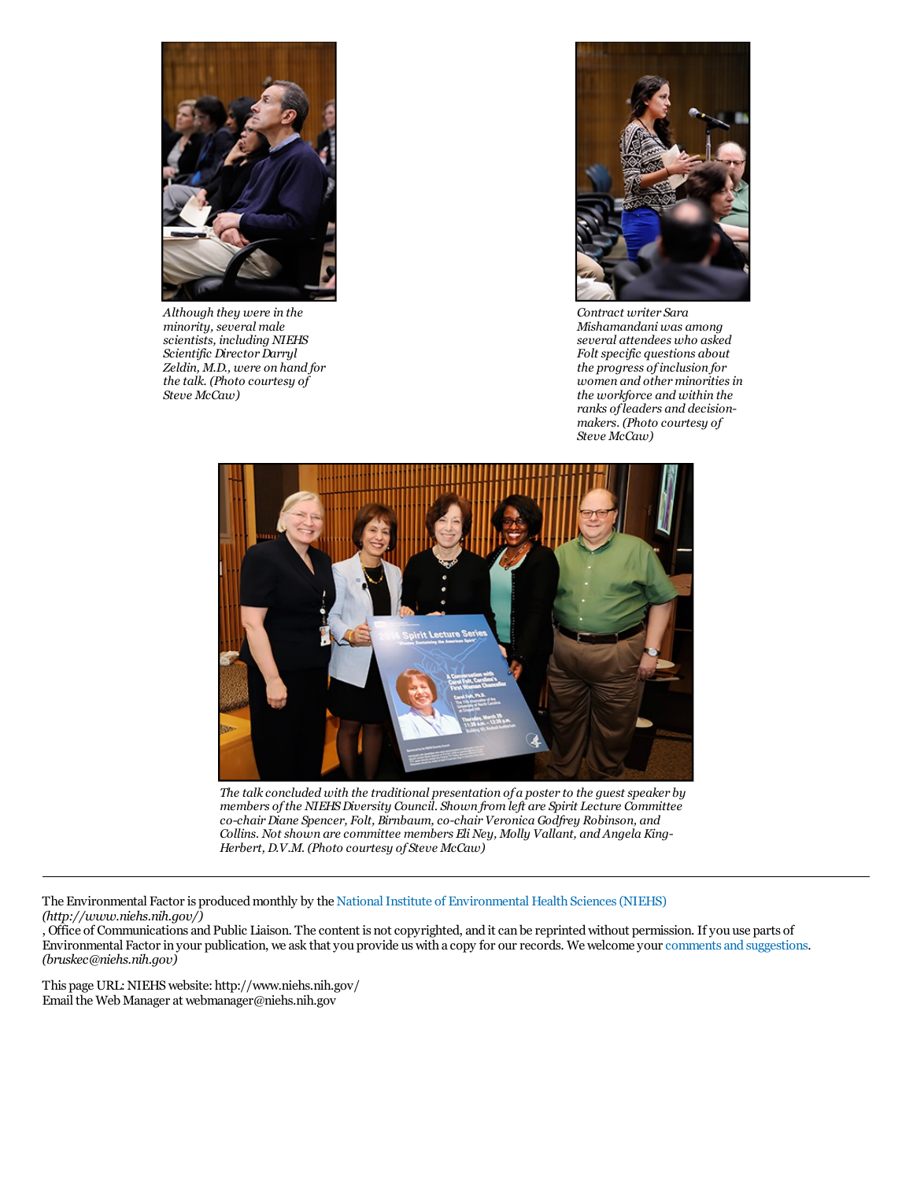*Although they were in the minority, several male scientists, including NIEHS Scientific Director Darryl Zeldin, M.D., were on hand for the talk. (Photo courtesy of Steve McCaw)*

*Contract writer Sara Mishamandani was among several attendees who asked Folt specific questions about the progress of inclusion for women and other minorities in the workforce and within the ranks of leaders and decision-makers. (Photo courtesy of Steve McCaw)*

*The talk concluded with the traditional presentation of a poster to the guest speaker by members of the NIEHS Diversity Council. Shown from left are Spirit Lecture Committee co-chair Diane Spencer, Folt, Birnbaum, co-chair Veronica Godfrey Robinson, and Collins. Not shown are committee members Eli Ney, Molly Vallant, and Angela King-Herbert, D.V.M. (Photo courtesy of Steve McCaw)*

---

The Environmental Factor is produced monthly by the National Institute of Environmental Health Sciences (NIEHS) *(http://www.niehs.nih.gov/)*
, Office of Communications and Public Liaison. The content is not copyrighted, and it can be reprinted without permission. If you use parts of Environmental Factor in your publication, we ask that you provide us with a copy for our records. We welcome your comments and suggestions. *(bruskec@niehs.nih.gov)*

This page URL: NIEHS website: http://www.niehs.nih.gov/
Email the Web Manager at webmanager@niehs.nih.gov